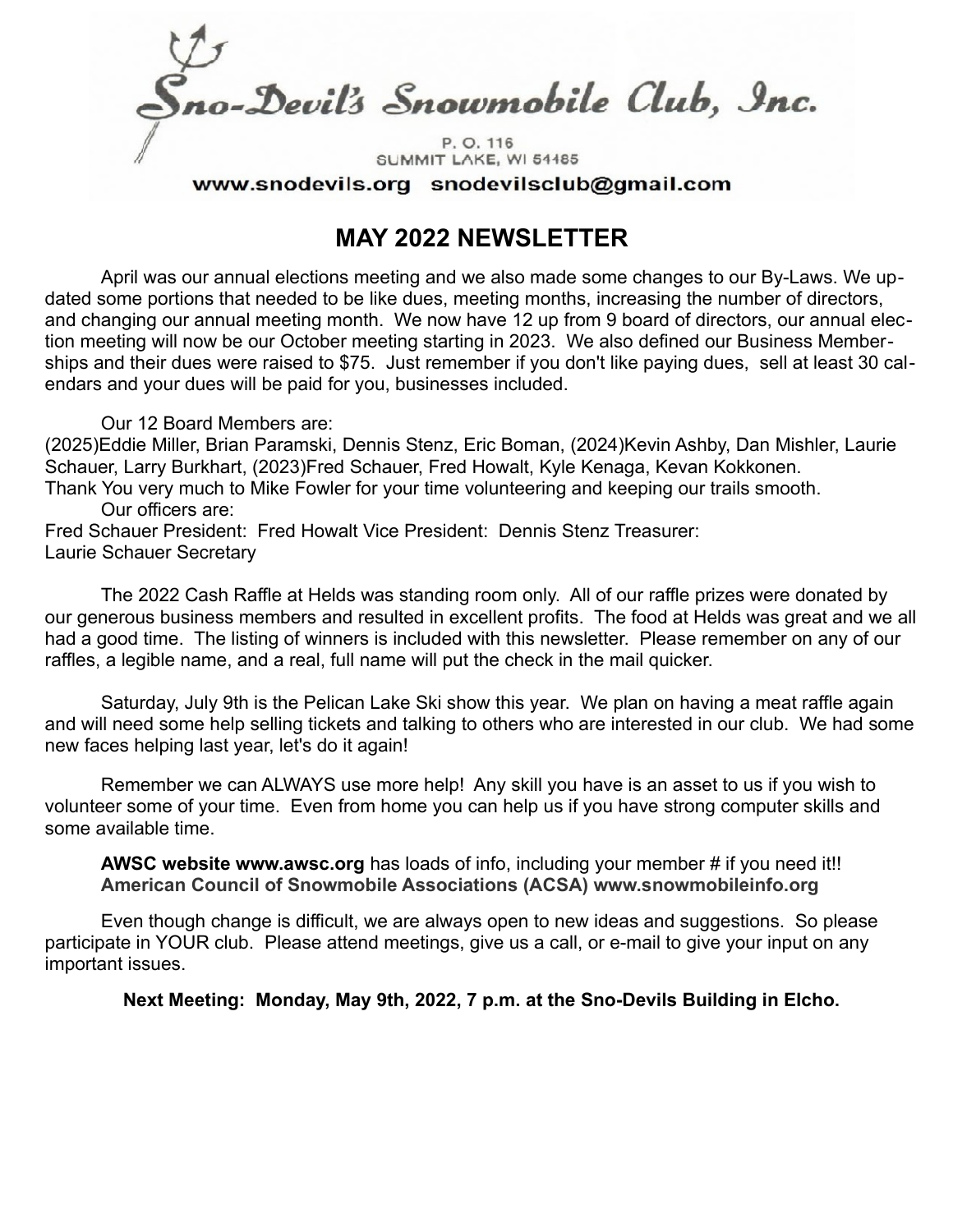Sno-Devil's Snowmobile Club, Inc.

P. O. 116
SUMMIT LAKE, WI 54485

www.snodevils.org snodevilsclub@gmail.com

# MAY 2022 NEWSLETTER

April was our annual elections meeting and we also made some changes to our By-Laws. We updated some portions that needed to be like dues, meeting months, increasing the number of directors, and changing our annual meeting month. We now have 12 up from 9 board of directors, our annual election meeting will now be our October meeting starting in 2023. We also defined our Business Memberships and their dues were raised to $75. Just remember if you don't like paying dues, sell at least 30 calendars and your dues will be paid for you, businesses included.

Our 12 Board Members are:
(2025)Eddie Miller, Brian Paramski, Dennis Stenz, Eric Boman, (2024)Kevin Ashby, Dan Mishler, Laurie Schauer, Larry Burkhart, (2023)Fred Schauer, Fred Howalt, Kyle Kenaga, Kevan Kokkonen.
Thank You very much to Mike Fowler for your time volunteering and keeping our trails smooth.

Our officers are:
Fred Schauer President: Fred Howalt Vice President: Dennis Stenz Treasurer:
Laurie Schauer Secretary

The 2022 Cash Raffle at Helds was standing room only. All of our raffle prizes were donated by our generous business members and resulted in excellent profits. The food at Helds was great and we all had a good time. The listing of winners is included with this newsletter. Please remember on any of our raffles, a legible name, and a real, full name will put the check in the mail quicker.

Saturday, July 9th is the Pelican Lake Ski show this year. We plan on having a meat raffle again and will need some help selling tickets and talking to others who are interested in our club. We had some new faces helping last year, let's do it again!

Remember we can ALWAYS use more help! Any skill you have is an asset to us if you wish to volunteer some of your time. Even from home you can help us if you have strong computer skills and some available time.

**AWSC website www.awsc.org** has loads of info, including your member # if you need it!!
**American Council of Snowmobile Associations (ACSA) www.snowmobileinfo.org**

Even though change is difficult, we are always open to new ideas and suggestions. So please participate in YOUR club. Please attend meetings, give us a call, or e-mail to give your input on any important issues.

**Next Meeting: Monday, May 9th, 2022, 7 p.m. at the Sno-Devils Building in Elcho.**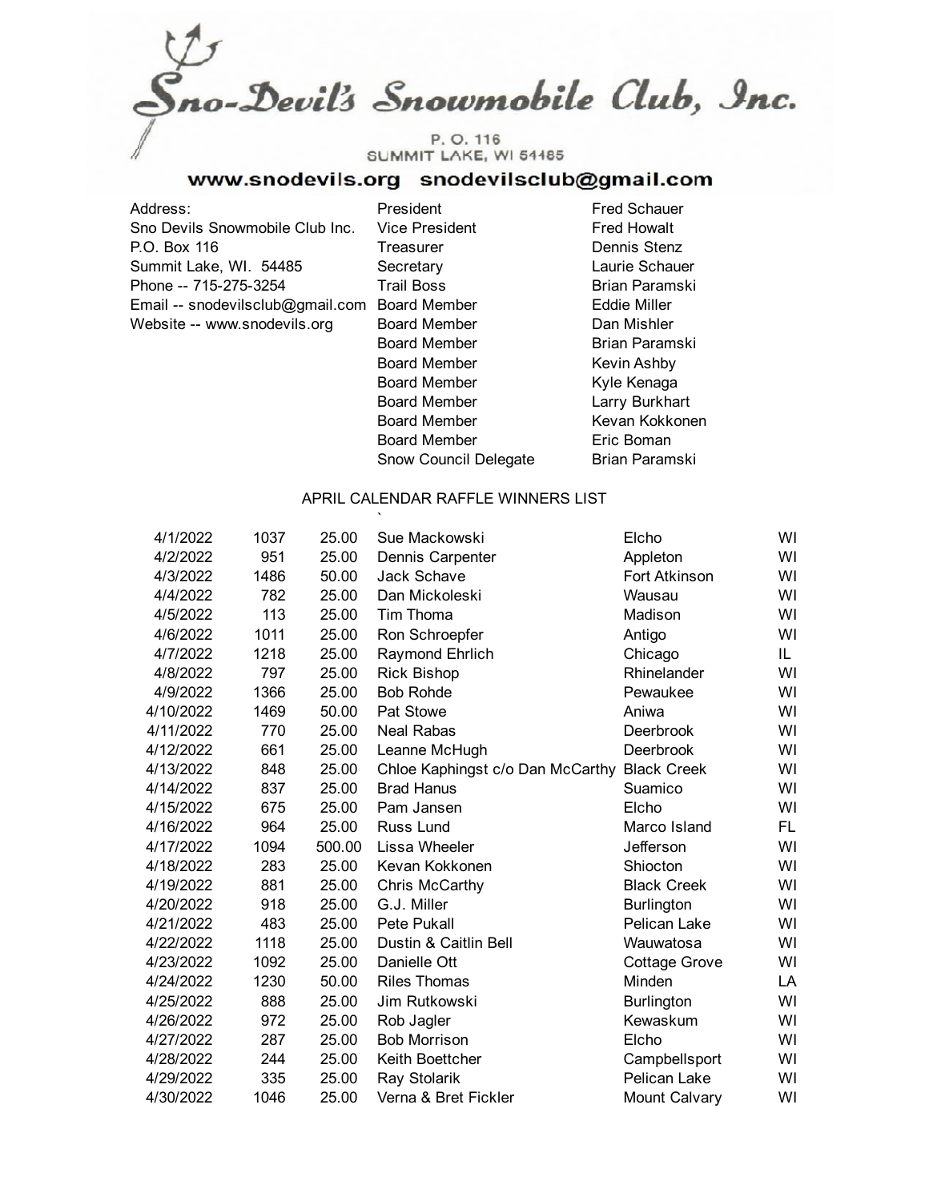# Sno-Devil's Snowmobile Club, Inc.

P. O. 116
SUMMIT LAKE, WI 54485

**www.snodevils.org snodevilsclub@gmail.com**

Address:
Sno Devils Snowmobile Club Inc.
P.O. Box 116
Summit Lake, WI. 54485
Phone -- 715-275-3254
Email -- snodevilsclub@gmail.com
Website -- www.snodevils.org

| | |
|---|---|
| President | Fred Schauer |
| Vice President | Fred Howalt |
| Treasurer | Dennis Stenz |
| Secretary | Laurie Schauer |
| Trail Boss | Brian Paramski |
| Board Member | Eddie Miller |
| Board Member | Dan Mishler |
| Board Member | Brian Paramski |
| Board Member | Kevin Ashby |
| Board Member | Kyle Kenaga |
| Board Member | Larry Burkhart |
| Board Member | Kevan Kokkonen |
| Board Member | Eric Boman |
| Snow Council Delegate | Brian Paramski |

## APRIL CALENDAR RAFFLE WINNERS LIST

| Date | Number | Amount | Name | City | State |
|---|---|---|---|---|---|
| 4/1/2022 | 1037 | 25.00 | Sue Mackowski | Elcho | WI |
| 4/2/2022 | 951 | 25.00 | Dennis Carpenter | Appleton | WI |
| 4/3/2022 | 1486 | 50.00 | Jack Schave | Fort Atkinson | WI |
| 4/4/2022 | 782 | 25.00 | Dan Mickoleski | Wausau | WI |
| 4/5/2022 | 113 | 25.00 | Tim Thoma | Madison | WI |
| 4/6/2022 | 1011 | 25.00 | Ron Schroepfer | Antigo | WI |
| 4/7/2022 | 1218 | 25.00 | Raymond Ehrlich | Chicago | IL |
| 4/8/2022 | 797 | 25.00 | Rick Bishop | Rhinelander | WI |
| 4/9/2022 | 1366 | 25.00 | Bob Rohde | Pewaukee | WI |
| 4/10/2022 | 1469 | 50.00 | Pat Stowe | Aniwa | WI |
| 4/11/2022 | 770 | 25.00 | Neal Rabas | Deerbrook | WI |
| 4/12/2022 | 661 | 25.00 | Leanne McHugh | Deerbrook | WI |
| 4/13/2022 | 848 | 25.00 | Chloe Kaphingst c/o Dan McCarthy | Black Creek | WI |
| 4/14/2022 | 837 | 25.00 | Brad Hanus | Suamico | WI |
| 4/15/2022 | 675 | 25.00 | Pam Jansen | Elcho | WI |
| 4/16/2022 | 964 | 25.00 | Russ Lund | Marco Island | FL |
| 4/17/2022 | 1094 | 500.00 | Lissa Wheeler | Jefferson | WI |
| 4/18/2022 | 283 | 25.00 | Kevan Kokkonen | Shiocton | WI |
| 4/19/2022 | 881 | 25.00 | Chris McCarthy | Black Creek | WI |
| 4/20/2022 | 918 | 25.00 | G.J. Miller | Burlington | WI |
| 4/21/2022 | 483 | 25.00 | Pete Pukall | Pelican Lake | WI |
| 4/22/2022 | 1118 | 25.00 | Dustin & Caitlin Bell | Wauwatosa | WI |
| 4/23/2022 | 1092 | 25.00 | Danielle Ott | Cottage Grove | WI |
| 4/24/2022 | 1230 | 50.00 | Riles Thomas | Minden | LA |
| 4/25/2022 | 888 | 25.00 | Jim Rutkowski | Burlington | WI |
| 4/26/2022 | 972 | 25.00 | Rob Jagler | Kewaskum | WI |
| 4/27/2022 | 287 | 25.00 | Bob Morrison | Elcho | WI |
| 4/28/2022 | 244 | 25.00 | Keith Boettcher | Campbellsport | WI |
| 4/29/2022 | 335 | 25.00 | Ray Stolarik | Pelican Lake | WI |
| 4/30/2022 | 1046 | 25.00 | Verna & Bret Fickler | Mount Calvary | WI |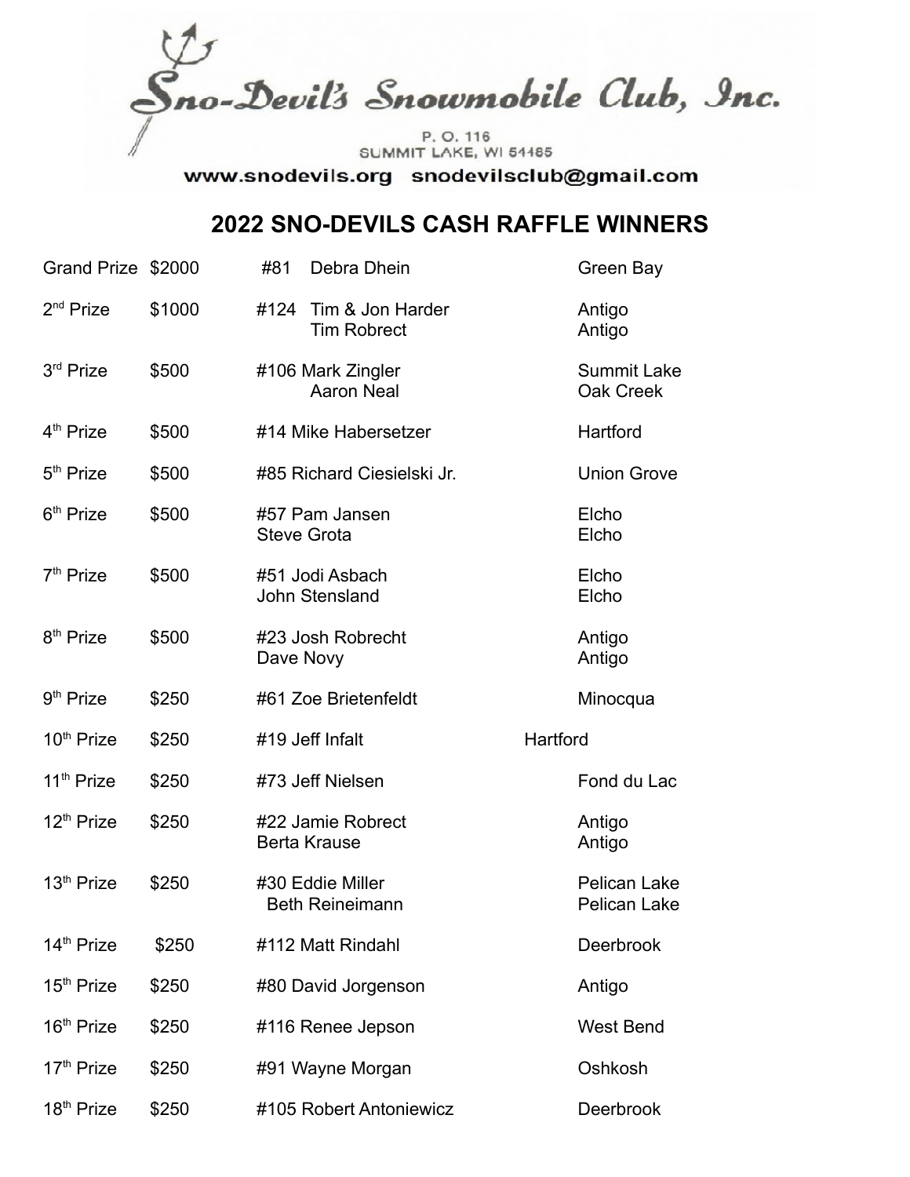Sno-Devil's Snowmobile Club, Inc.

P. O. 116
SUMMIT LAKE, WI 54485

www.snodevils.org snodevilsclub@gmail.com

## 2022 SNO-DEVILS CASH RAFFLE WINNERS

| | | | | |
|---|---|---|---|---|
| Grand Prize | $2000 | #81 | Debra Dhein | Green Bay |
| 2nd Prize | $1000 | #124 | Tim & Jon Harder<br>Tim Robrect | Antigo<br>Antigo |
| 3rd Prize | $500 | #106 | Mark Zingler<br>Aaron Neal | Summit Lake<br>Oak Creek |
| 4th Prize | $500 | #14 | Mike Habersetzer | Hartford |
| 5th Prize | $500 | #85 | Richard Ciesielski Jr. | Union Grove |
| 6th Prize | $500 | #57 | Pam Jansen<br>Steve Grota | Elcho<br>Elcho |
| 7th Prize | $500 | #51 | Jodi Asbach<br>John Stensland | Elcho<br>Elcho |
| 8th Prize | $500 | #23 | Josh Robrecht<br>Dave Novy | Antigo<br>Antigo |
| 9th Prize | $250 | #61 | Zoe Brietenfeldt | Minocqua |
| 10th Prize | $250 | #19 | Jeff Infalt | Hartford |
| 11th Prize | $250 | #73 | Jeff Nielsen | Fond du Lac |
| 12th Prize | $250 | #22 | Jamie Robrect<br>Berta Krause | Antigo<br>Antigo |
| 13th Prize | $250 | #30 | Eddie Miller<br>Beth Reineimann | Pelican Lake<br>Pelican Lake |
| 14th Prize | $250 | #112 | Matt Rindahl | Deerbrook |
| 15th Prize | $250 | #80 | David Jorgenson | Antigo |
| 16th Prize | $250 | #116 | Renee Jepson | West Bend |
| 17th Prize | $250 | #91 | Wayne Morgan | Oshkosh |
| 18th Prize | $250 | #105 | Robert Antoniewicz | Deerbrook |